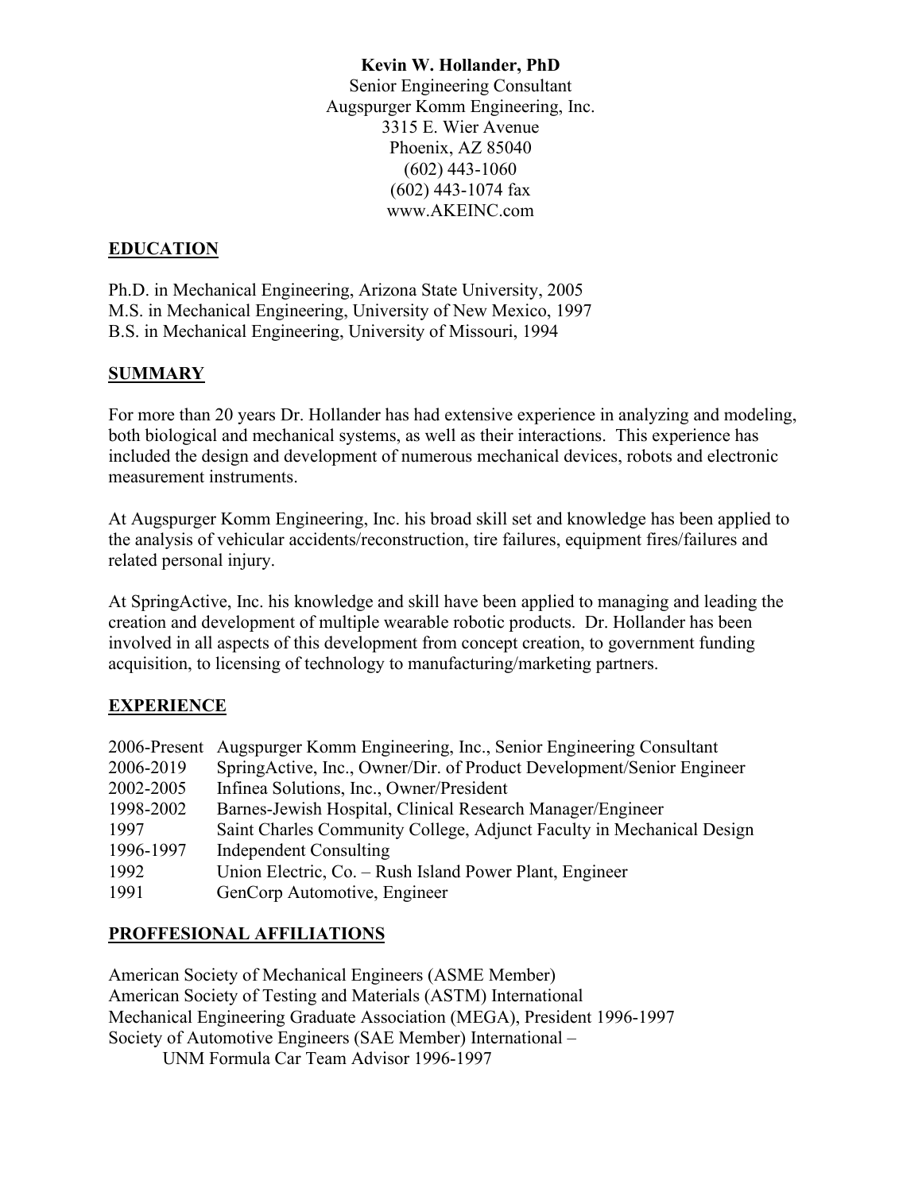**Kevin W. Hollander, PhD**
Senior Engineering Consultant
Augspurger Komm Engineering, Inc.
3315 E. Wier Avenue
Phoenix, AZ 85040
(602) 443-1060
(602) 443-1074 fax
www.AKEINC.com

## EDUCATION

Ph.D. in Mechanical Engineering, Arizona State University, 2005
M.S. in Mechanical Engineering, University of New Mexico, 1997
B.S. in Mechanical Engineering, University of Missouri, 1994

## SUMMARY

For more than 20 years Dr. Hollander has had extensive experience in analyzing and modeling, both biological and mechanical systems, as well as their interactions. This experience has included the design and development of numerous mechanical devices, robots and electronic measurement instruments.

At Augspurger Komm Engineering, Inc. his broad skill set and knowledge has been applied to the analysis of vehicular accidents/reconstruction, tire failures, equipment fires/failures and related personal injury.

At SpringActive, Inc. his knowledge and skill have been applied to managing and leading the creation and development of multiple wearable robotic products. Dr. Hollander has been involved in all aspects of this development from concept creation, to government funding acquisition, to licensing of technology to manufacturing/marketing partners.

## EXPERIENCE

| | |
|---|---|
| 2006-Present | Augspurger Komm Engineering, Inc., Senior Engineering Consultant |
| 2006-2019 | SpringActive, Inc., Owner/Dir. of Product Development/Senior Engineer |
| 2002-2005 | Infinea Solutions, Inc., Owner/President |
| 1998-2002 | Barnes-Jewish Hospital, Clinical Research Manager/Engineer |
| 1997 | Saint Charles Community College, Adjunct Faculty in Mechanical Design |
| 1996-1997 | Independent Consulting |
| 1992 | Union Electric, Co. – Rush Island Power Plant, Engineer |
| 1991 | GenCorp Automotive, Engineer |

## PROFFESIONAL AFFILIATIONS

American Society of Mechanical Engineers (ASME Member)
American Society of Testing and Materials (ASTM) International
Mechanical Engineering Graduate Association (MEGA), President 1996-1997
Society of Automotive Engineers (SAE Member) International –
UNM Formula Car Team Advisor 1996-1997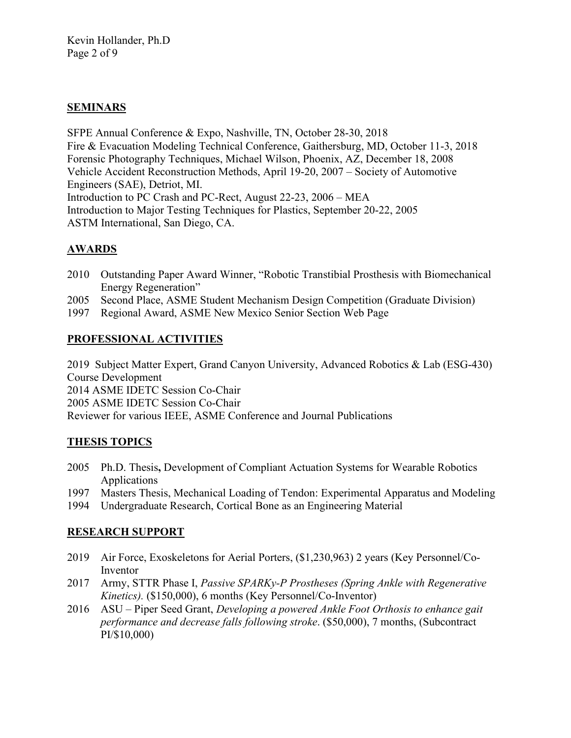## SEMINARS

SFPE Annual Conference & Expo, Nashville, TN, October 28-30, 2018
Fire & Evacuation Modeling Technical Conference, Gaithersburg, MD, October 11-3, 2018
Forensic Photography Techniques, Michael Wilson, Phoenix, AZ, December 18, 2008
Vehicle Accident Reconstruction Methods, April 19-20, 2007 – Society of Automotive Engineers (SAE), Detriot, MI.
Introduction to PC Crash and PC-Rect, August 22-23, 2006 – MEA
Introduction to Major Testing Techniques for Plastics, September 20-22, 2005
ASTM International, San Diego, CA.

## AWARDS

- 2010 Outstanding Paper Award Winner, "Robotic Transtibial Prosthesis with Biomechanical Energy Regeneration"
- 2005 Second Place, ASME Student Mechanism Design Competition (Graduate Division)
- 1997 Regional Award, ASME New Mexico Senior Section Web Page

## PROFESSIONAL ACTIVITIES

2019 Subject Matter Expert, Grand Canyon University, Advanced Robotics & Lab (ESG-430) Course Development
2014 ASME IDETC Session Co-Chair
2005 ASME IDETC Session Co-Chair
Reviewer for various IEEE, ASME Conference and Journal Publications

## THESIS TOPICS

- 2005 Ph.D. Thesis**,** Development of Compliant Actuation Systems for Wearable Robotics Applications
- 1997 Masters Thesis, Mechanical Loading of Tendon: Experimental Apparatus and Modeling
- 1994 Undergraduate Research, Cortical Bone as an Engineering Material

## RESEARCH SUPPORT

- 2019 Air Force, Exoskeletons for Aerial Porters, ($1,230,963) 2 years (Key Personnel/Co-Inventor
- 2017 Army, STTR Phase I, *Passive SPARKy-P Prostheses (Spring Ankle with Regenerative Kinetics).* ($150,000), 6 months (Key Personnel/Co-Inventor)
- 2016 ASU – Piper Seed Grant, *Developing a powered Ankle Foot Orthosis to enhance gait performance and decrease falls following stroke*. ($50,000), 7 months, (Subcontract PI/$10,000)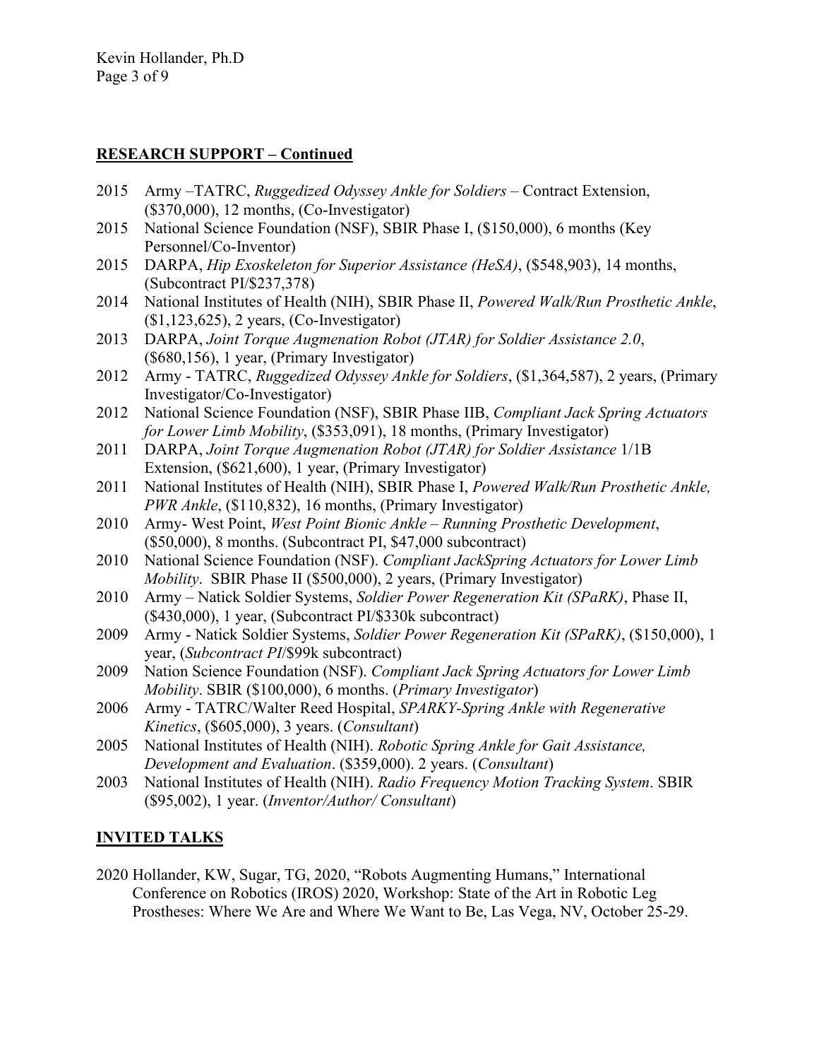## RESEARCH SUPPORT – Continued

2015 Army –TATRC, *Ruggedized Odyssey Ankle for Soldiers* – Contract Extension, ($370,000), 12 months, (Co-Investigator)

2015 National Science Foundation (NSF), SBIR Phase I, ($150,000), 6 months (Key Personnel/Co-Inventor)

2015 DARPA, *Hip Exoskeleton for Superior Assistance (HeSA)*, ($548,903), 14 months, (Subcontract PI/$237,378)

2014 National Institutes of Health (NIH), SBIR Phase II, *Powered Walk/Run Prosthetic Ankle*, ($1,123,625), 2 years, (Co-Investigator)

2013 DARPA, *Joint Torque Augmenation Robot (JTAR) for Soldier Assistance 2.0*, ($680,156), 1 year, (Primary Investigator)

2012 Army - TATRC, *Ruggedized Odyssey Ankle for Soldiers*, ($1,364,587), 2 years, (Primary Investigator/Co-Investigator)

2012 National Science Foundation (NSF), SBIR Phase IIB, *Compliant Jack Spring Actuators for Lower Limb Mobility*, ($353,091), 18 months, (Primary Investigator)

2011 DARPA, *Joint Torque Augmenation Robot (JTAR) for Soldier Assistance* 1/1B Extension, ($621,600), 1 year, (Primary Investigator)

2011 National Institutes of Health (NIH), SBIR Phase I, *Powered Walk/Run Prosthetic Ankle, PWR Ankle*, ($110,832), 16 months, (Primary Investigator)

2010 Army- West Point, *West Point Bionic Ankle – Running Prosthetic Development*, ($50,000), 8 months. (Subcontract PI, $47,000 subcontract)

2010 National Science Foundation (NSF). *Compliant JackSpring Actuators for Lower Limb Mobility*. SBIR Phase II ($500,000), 2 years, (Primary Investigator)

2010 Army – Natick Soldier Systems, *Soldier Power Regeneration Kit (SPaRK)*, Phase II, ($430,000), 1 year, (Subcontract PI/$330k subcontract)

2009 Army - Natick Soldier Systems, *Soldier Power Regeneration Kit (SPaRK)*, ($150,000), 1 year, (*Subcontract PI*/$99k subcontract)

2009 Nation Science Foundation (NSF). *Compliant Jack Spring Actuators for Lower Limb Mobility*. SBIR ($100,000), 6 months. (*Primary Investigator*)

2006 Army - TATRC/Walter Reed Hospital, *SPARKY-Spring Ankle with Regenerative Kinetics*, ($605,000), 3 years. (*Consultant*)

2005 National Institutes of Health (NIH). *Robotic Spring Ankle for Gait Assistance, Development and Evaluation*. ($359,000). 2 years. (*Consultant*)

2003 National Institutes of Health (NIH). *Radio Frequency Motion Tracking System*. SBIR ($95,002), 1 year. (*Inventor/Author/ Consultant*)

## INVITED TALKS

2020 Hollander, KW, Sugar, TG, 2020, "Robots Augmenting Humans," International Conference on Robotics (IROS) 2020, Workshop: State of the Art in Robotic Leg Prostheses: Where We Are and Where We Want to Be, Las Vega, NV, October 25-29.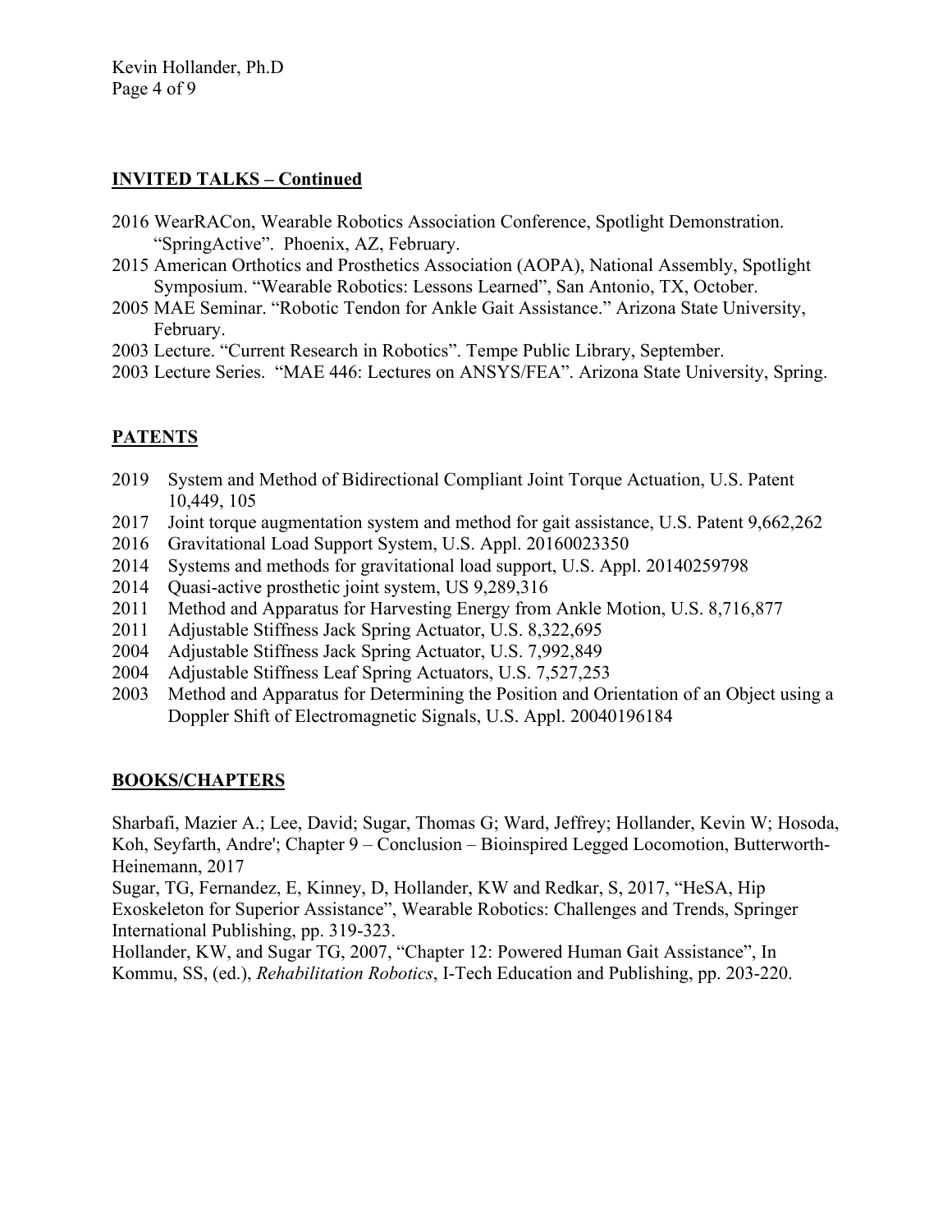## INVITED TALKS – Continued

2016 WearRACon, Wearable Robotics Association Conference, Spotlight Demonstration. "SpringActive". Phoenix, AZ, February.
2015 American Orthotics and Prosthetics Association (AOPA), National Assembly, Spotlight Symposium. "Wearable Robotics: Lessons Learned", San Antonio, TX, October.
2005 MAE Seminar. "Robotic Tendon for Ankle Gait Assistance." Arizona State University, February.
2003 Lecture. "Current Research in Robotics". Tempe Public Library, September.
2003 Lecture Series. "MAE 446: Lectures on ANSYS/FEA". Arizona State University, Spring.

## PATENTS

2019 System and Method of Bidirectional Compliant Joint Torque Actuation, U.S. Patent 10,449, 105
2017 Joint torque augmentation system and method for gait assistance, U.S. Patent 9,662,262
2016 Gravitational Load Support System, U.S. Appl. 20160023350
2014 Systems and methods for gravitational load support, U.S. Appl. 20140259798
2014 Quasi-active prosthetic joint system, US 9,289,316
2011 Method and Apparatus for Harvesting Energy from Ankle Motion, U.S. 8,716,877
2011 Adjustable Stiffness Jack Spring Actuator, U.S. 8,322,695
2004 Adjustable Stiffness Jack Spring Actuator, U.S. 7,992,849
2004 Adjustable Stiffness Leaf Spring Actuators, U.S. 7,527,253
2003 Method and Apparatus for Determining the Position and Orientation of an Object using a Doppler Shift of Electromagnetic Signals, U.S. Appl. 20040196184

## BOOKS/CHAPTERS

Sharbafi, Mazier A.; Lee, David; Sugar, Thomas G; Ward, Jeffrey; Hollander, Kevin W; Hosoda, Koh, Seyfarth, Andre'; Chapter 9 – Conclusion – Bioinspired Legged Locomotion, Butterworth-Heinemann, 2017

Sugar, TG, Fernandez, E, Kinney, D, Hollander, KW and Redkar, S, 2017, "HeSA, Hip Exoskeleton for Superior Assistance", Wearable Robotics: Challenges and Trends, Springer International Publishing, pp. 319-323.

Hollander, KW, and Sugar TG, 2007, "Chapter 12: Powered Human Gait Assistance", In Kommu, SS, (ed.), *Rehabilitation Robotics*, I-Tech Education and Publishing, pp. 203-220.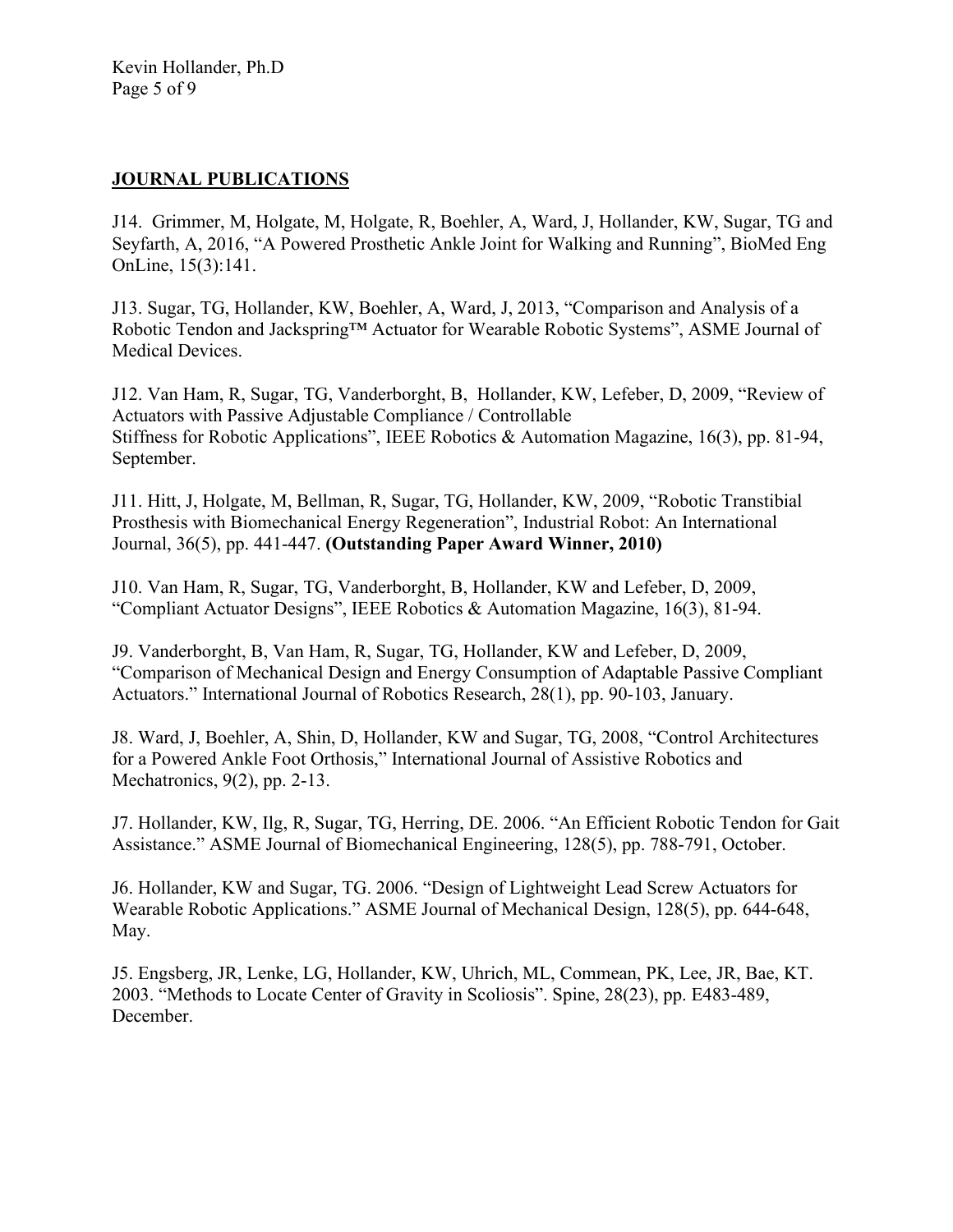## JOURNAL PUBLICATIONS

J14. Grimmer, M, Holgate, M, Holgate, R, Boehler, A, Ward, J, Hollander, KW, Sugar, TG and Seyfarth, A, 2016, "A Powered Prosthetic Ankle Joint for Walking and Running", BioMed Eng OnLine, 15(3):141.

J13. Sugar, TG, Hollander, KW, Boehler, A, Ward, J, 2013, "Comparison and Analysis of a Robotic Tendon and Jackspring™ Actuator for Wearable Robotic Systems", ASME Journal of Medical Devices.

J12. Van Ham, R, Sugar, TG, Vanderborght, B, Hollander, KW, Lefeber, D, 2009, "Review of Actuators with Passive Adjustable Compliance / Controllable Stiffness for Robotic Applications", IEEE Robotics & Automation Magazine, 16(3), pp. 81-94, September.

J11. Hitt, J, Holgate, M, Bellman, R, Sugar, TG, Hollander, KW, 2009, "Robotic Transtibial Prosthesis with Biomechanical Energy Regeneration", Industrial Robot: An International Journal, 36(5), pp. 441-447. **(Outstanding Paper Award Winner, 2010)**

J10. Van Ham, R, Sugar, TG, Vanderborght, B, Hollander, KW and Lefeber, D, 2009, "Compliant Actuator Designs", IEEE Robotics & Automation Magazine, 16(3), 81-94.

J9. Vanderborght, B, Van Ham, R, Sugar, TG, Hollander, KW and Lefeber, D, 2009, "Comparison of Mechanical Design and Energy Consumption of Adaptable Passive Compliant Actuators." International Journal of Robotics Research, 28(1), pp. 90-103, January.

J8. Ward, J, Boehler, A, Shin, D, Hollander, KW and Sugar, TG, 2008, "Control Architectures for a Powered Ankle Foot Orthosis," International Journal of Assistive Robotics and Mechatronics, 9(2), pp. 2-13.

J7. Hollander, KW, Ilg, R, Sugar, TG, Herring, DE. 2006. "An Efficient Robotic Tendon for Gait Assistance." ASME Journal of Biomechanical Engineering, 128(5), pp. 788-791, October.

J6. Hollander, KW and Sugar, TG. 2006. "Design of Lightweight Lead Screw Actuators for Wearable Robotic Applications." ASME Journal of Mechanical Design, 128(5), pp. 644-648, May.

J5. Engsberg, JR, Lenke, LG, Hollander, KW, Uhrich, ML, Commean, PK, Lee, JR, Bae, KT. 2003. "Methods to Locate Center of Gravity in Scoliosis". Spine, 28(23), pp. E483-489, December.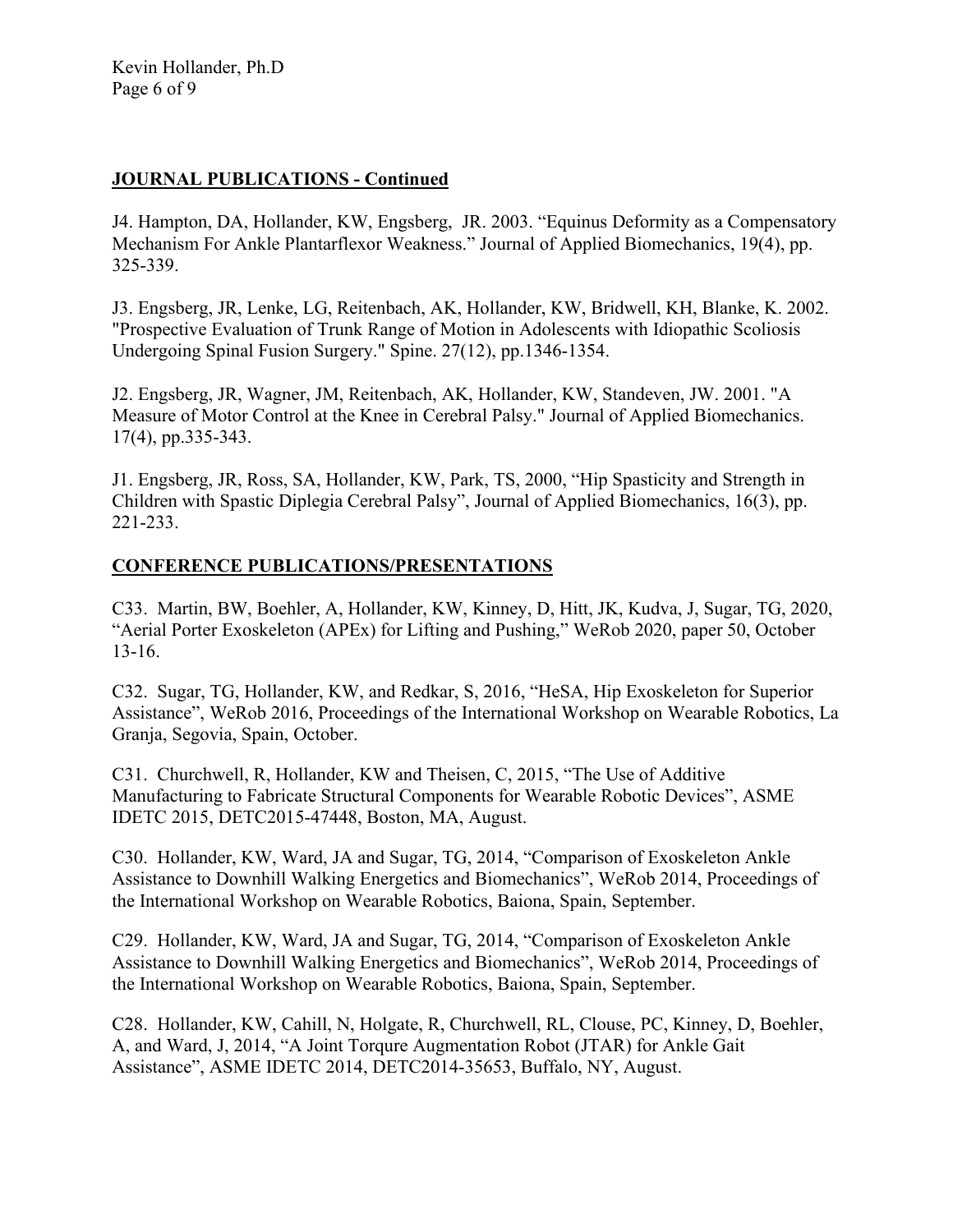## JOURNAL PUBLICATIONS - Continued

J4. Hampton, DA, Hollander, KW, Engsberg, JR. 2003. "Equinus Deformity as a Compensatory Mechanism For Ankle Plantarflexor Weakness." Journal of Applied Biomechanics, 19(4), pp. 325-339.

J3. Engsberg, JR, Lenke, LG, Reitenbach, AK, Hollander, KW, Bridwell, KH, Blanke, K. 2002. "Prospective Evaluation of Trunk Range of Motion in Adolescents with Idiopathic Scoliosis Undergoing Spinal Fusion Surgery." Spine. 27(12), pp.1346-1354.

J2. Engsberg, JR, Wagner, JM, Reitenbach, AK, Hollander, KW, Standeven, JW. 2001. "A Measure of Motor Control at the Knee in Cerebral Palsy." Journal of Applied Biomechanics. 17(4), pp.335-343.

J1. Engsberg, JR, Ross, SA, Hollander, KW, Park, TS, 2000, "Hip Spasticity and Strength in Children with Spastic Diplegia Cerebral Palsy", Journal of Applied Biomechanics, 16(3), pp. 221-233.

## CONFERENCE PUBLICATIONS/PRESENTATIONS

C33. Martin, BW, Boehler, A, Hollander, KW, Kinney, D, Hitt, JK, Kudva, J, Sugar, TG, 2020, "Aerial Porter Exoskeleton (APEx) for Lifting and Pushing," WeRob 2020, paper 50, October 13-16.

C32. Sugar, TG, Hollander, KW, and Redkar, S, 2016, "HeSA, Hip Exoskeleton for Superior Assistance", WeRob 2016, Proceedings of the International Workshop on Wearable Robotics, La Granja, Segovia, Spain, October.

C31. Churchwell, R, Hollander, KW and Theisen, C, 2015, "The Use of Additive Manufacturing to Fabricate Structural Components for Wearable Robotic Devices", ASME IDETC 2015, DETC2015-47448, Boston, MA, August.

C30. Hollander, KW, Ward, JA and Sugar, TG, 2014, "Comparison of Exoskeleton Ankle Assistance to Downhill Walking Energetics and Biomechanics", WeRob 2014, Proceedings of the International Workshop on Wearable Robotics, Baiona, Spain, September.

C29. Hollander, KW, Ward, JA and Sugar, TG, 2014, "Comparison of Exoskeleton Ankle Assistance to Downhill Walking Energetics and Biomechanics", WeRob 2014, Proceedings of the International Workshop on Wearable Robotics, Baiona, Spain, September.

C28. Hollander, KW, Cahill, N, Holgate, R, Churchwell, RL, Clouse, PC, Kinney, D, Boehler, A, and Ward, J, 2014, "A Joint Torqure Augmentation Robot (JTAR) for Ankle Gait Assistance", ASME IDETC 2014, DETC2014-35653, Buffalo, NY, August.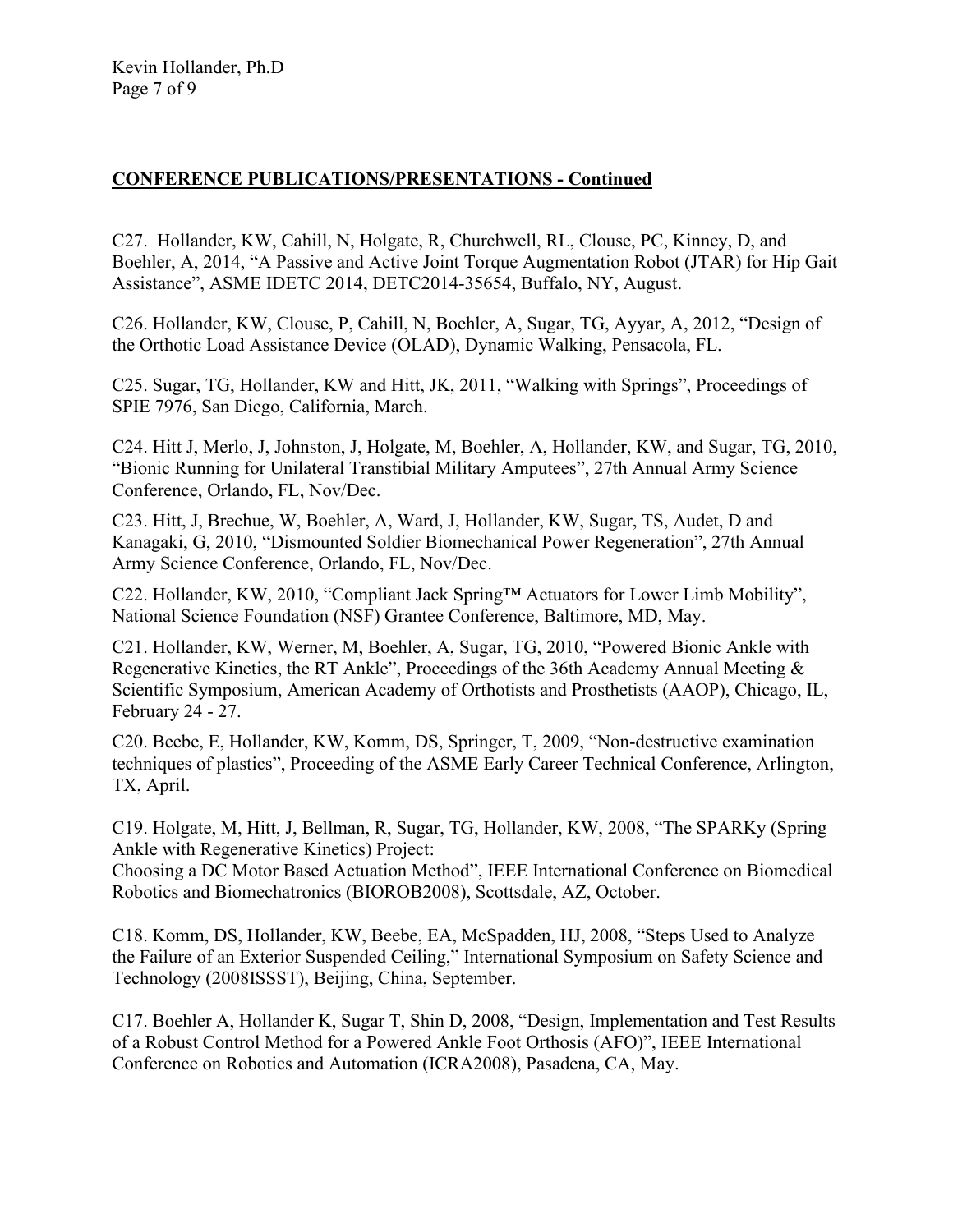## CONFERENCE PUBLICATIONS/PRESENTATIONS - Continued

C27. Hollander, KW, Cahill, N, Holgate, R, Churchwell, RL, Clouse, PC, Kinney, D, and Boehler, A, 2014, "A Passive and Active Joint Torque Augmentation Robot (JTAR) for Hip Gait Assistance", ASME IDETC 2014, DETC2014-35654, Buffalo, NY, August.

C26. Hollander, KW, Clouse, P, Cahill, N, Boehler, A, Sugar, TG, Ayyar, A, 2012, "Design of the Orthotic Load Assistance Device (OLAD), Dynamic Walking, Pensacola, FL.

C25. Sugar, TG, Hollander, KW and Hitt, JK, 2011, "Walking with Springs", Proceedings of SPIE 7976, San Diego, California, March.

C24. Hitt J, Merlo, J, Johnston, J, Holgate, M, Boehler, A, Hollander, KW, and Sugar, TG, 2010, "Bionic Running for Unilateral Transtibial Military Amputees", 27th Annual Army Science Conference, Orlando, FL, Nov/Dec.

C23. Hitt, J, Brechue, W, Boehler, A, Ward, J, Hollander, KW, Sugar, TS, Audet, D and Kanagaki, G, 2010, "Dismounted Soldier Biomechanical Power Regeneration", 27th Annual Army Science Conference, Orlando, FL, Nov/Dec.

C22. Hollander, KW, 2010, "Compliant Jack Spring™ Actuators for Lower Limb Mobility", National Science Foundation (NSF) Grantee Conference, Baltimore, MD, May.

C21. Hollander, KW, Werner, M, Boehler, A, Sugar, TG, 2010, "Powered Bionic Ankle with Regenerative Kinetics, the RT Ankle", Proceedings of the 36th Academy Annual Meeting & Scientific Symposium, American Academy of Orthotists and Prosthetists (AAOP), Chicago, IL, February 24 - 27.

C20. Beebe, E, Hollander, KW, Komm, DS, Springer, T, 2009, "Non-destructive examination techniques of plastics", Proceeding of the ASME Early Career Technical Conference, Arlington, TX, April.

C19. Holgate, M, Hitt, J, Bellman, R, Sugar, TG, Hollander, KW, 2008, "The SPARKy (Spring Ankle with Regenerative Kinetics) Project:
Choosing a DC Motor Based Actuation Method", IEEE International Conference on Biomedical Robotics and Biomechatronics (BIOROB2008), Scottsdale, AZ, October.

C18. Komm, DS, Hollander, KW, Beebe, EA, McSpadden, HJ, 2008, "Steps Used to Analyze the Failure of an Exterior Suspended Ceiling," International Symposium on Safety Science and Technology (2008ISSST), Beijing, China, September.

C17. Boehler A, Hollander K, Sugar T, Shin D, 2008, "Design, Implementation and Test Results of a Robust Control Method for a Powered Ankle Foot Orthosis (AFO)", IEEE International Conference on Robotics and Automation (ICRA2008), Pasadena, CA, May.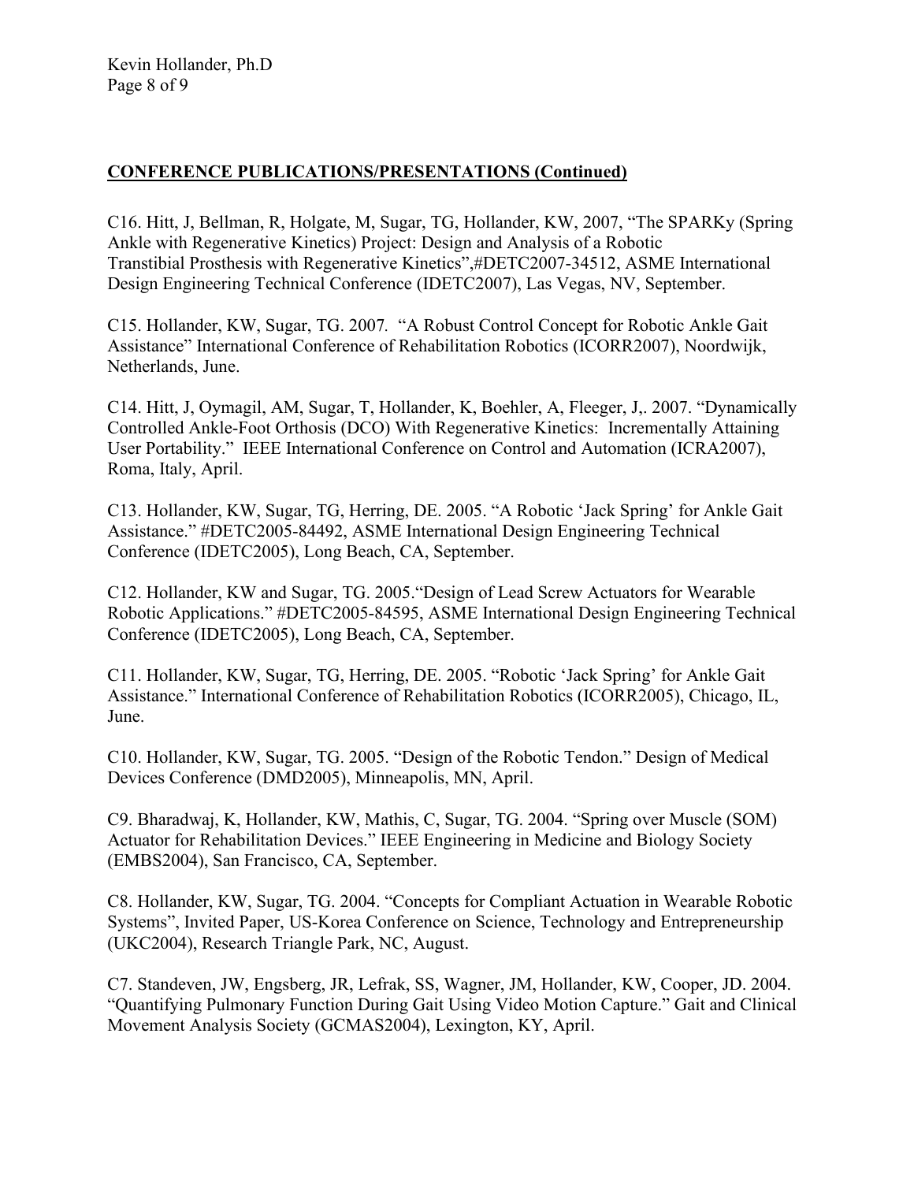## **CONFERENCE PUBLICATIONS/PRESENTATIONS (Continued)**

C16. Hitt, J, Bellman, R, Holgate, M, Sugar, TG, Hollander, KW, 2007, "The SPARKy (Spring Ankle with Regenerative Kinetics) Project: Design and Analysis of a Robotic Transtibial Prosthesis with Regenerative Kinetics",#DETC2007-34512, ASME International Design Engineering Technical Conference (IDETC2007), Las Vegas, NV, September.

C15. Hollander, KW, Sugar, TG. 2007. "A Robust Control Concept for Robotic Ankle Gait Assistance" International Conference of Rehabilitation Robotics (ICORR2007), Noordwijk, Netherlands, June.

C14. Hitt, J, Oymagil, AM, Sugar, T, Hollander, K, Boehler, A, Fleeger, J,. 2007. "Dynamically Controlled Ankle-Foot Orthosis (DCO) With Regenerative Kinetics: Incrementally Attaining User Portability." IEEE International Conference on Control and Automation (ICRA2007), Roma, Italy, April.

C13. Hollander, KW, Sugar, TG, Herring, DE. 2005. "A Robotic 'Jack Spring' for Ankle Gait Assistance." #DETC2005-84492, ASME International Design Engineering Technical Conference (IDETC2005), Long Beach, CA, September.

C12. Hollander, KW and Sugar, TG. 2005."Design of Lead Screw Actuators for Wearable Robotic Applications." #DETC2005-84595, ASME International Design Engineering Technical Conference (IDETC2005), Long Beach, CA, September.

C11. Hollander, KW, Sugar, TG, Herring, DE. 2005. "Robotic 'Jack Spring' for Ankle Gait Assistance." International Conference of Rehabilitation Robotics (ICORR2005), Chicago, IL, June.

C10. Hollander, KW, Sugar, TG. 2005. "Design of the Robotic Tendon." Design of Medical Devices Conference (DMD2005), Minneapolis, MN, April.

C9. Bharadwaj, K, Hollander, KW, Mathis, C, Sugar, TG. 2004. "Spring over Muscle (SOM) Actuator for Rehabilitation Devices." IEEE Engineering in Medicine and Biology Society (EMBS2004), San Francisco, CA, September.

C8. Hollander, KW, Sugar, TG. 2004. "Concepts for Compliant Actuation in Wearable Robotic Systems", Invited Paper, US-Korea Conference on Science, Technology and Entrepreneurship (UKC2004), Research Triangle Park, NC, August.

C7. Standeven, JW, Engsberg, JR, Lefrak, SS, Wagner, JM, Hollander, KW, Cooper, JD. 2004. "Quantifying Pulmonary Function During Gait Using Video Motion Capture." Gait and Clinical Movement Analysis Society (GCMAS2004), Lexington, KY, April.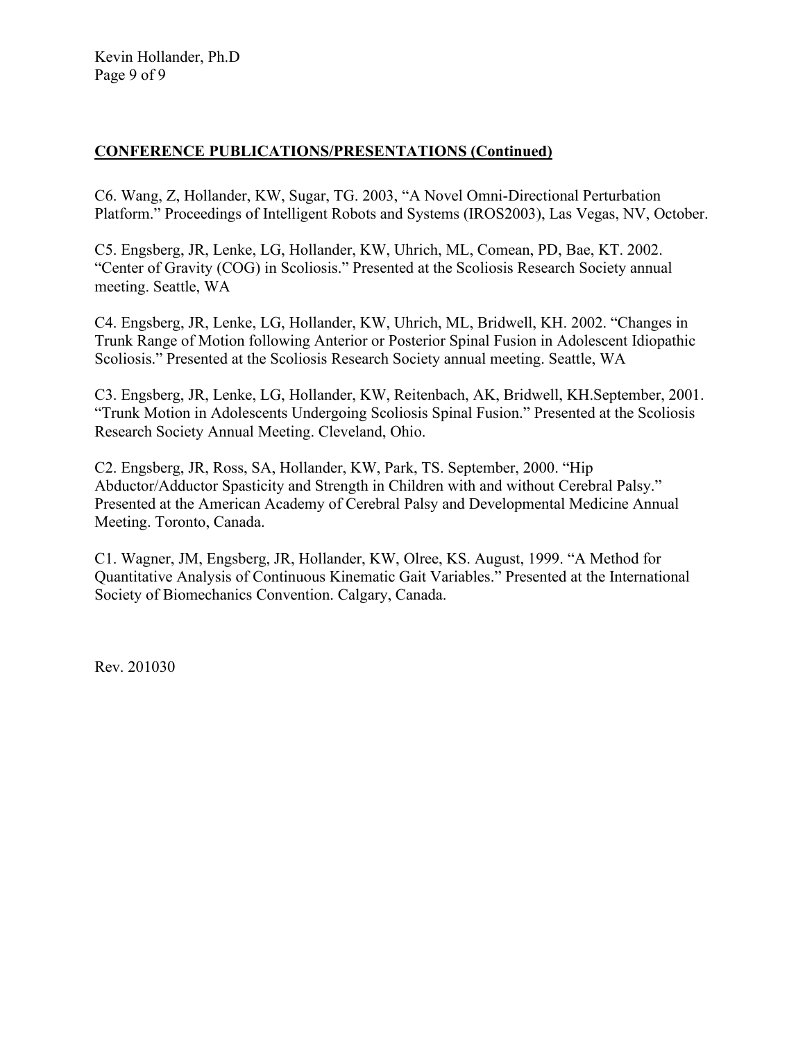## CONFERENCE PUBLICATIONS/PRESENTATIONS (Continued)

C6. Wang, Z, Hollander, KW, Sugar, TG. 2003, "A Novel Omni-Directional Perturbation Platform." Proceedings of Intelligent Robots and Systems (IROS2003), Las Vegas, NV, October.

C5. Engsberg, JR, Lenke, LG, Hollander, KW, Uhrich, ML, Comean, PD, Bae, KT. 2002. "Center of Gravity (COG) in Scoliosis." Presented at the Scoliosis Research Society annual meeting. Seattle, WA

C4. Engsberg, JR, Lenke, LG, Hollander, KW, Uhrich, ML, Bridwell, KH. 2002. "Changes in Trunk Range of Motion following Anterior or Posterior Spinal Fusion in Adolescent Idiopathic Scoliosis." Presented at the Scoliosis Research Society annual meeting. Seattle, WA

C3. Engsberg, JR, Lenke, LG, Hollander, KW, Reitenbach, AK, Bridwell, KH.September, 2001. "Trunk Motion in Adolescents Undergoing Scoliosis Spinal Fusion." Presented at the Scoliosis Research Society Annual Meeting. Cleveland, Ohio.

C2. Engsberg, JR, Ross, SA, Hollander, KW, Park, TS. September, 2000. "Hip Abductor/Adductor Spasticity and Strength in Children with and without Cerebral Palsy." Presented at the American Academy of Cerebral Palsy and Developmental Medicine Annual Meeting. Toronto, Canada.

C1. Wagner, JM, Engsberg, JR, Hollander, KW, Olree, KS. August, 1999. "A Method for Quantitative Analysis of Continuous Kinematic Gait Variables." Presented at the International Society of Biomechanics Convention. Calgary, Canada.

Rev. 201030